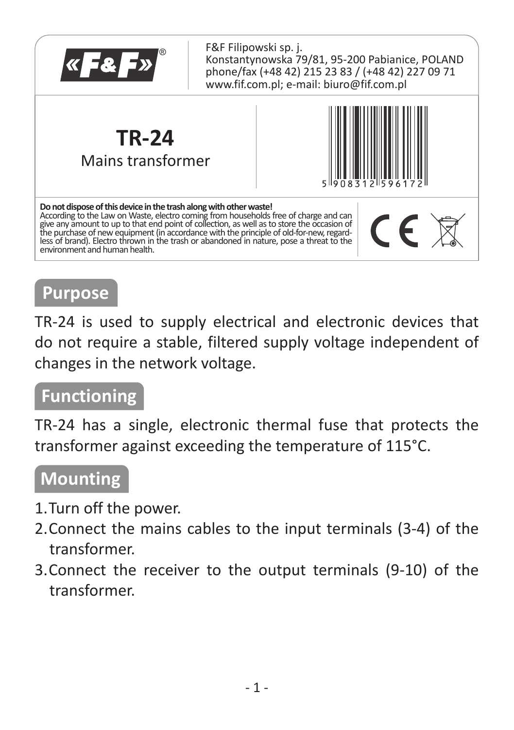F&F Filipowski sp. j.
Konstantynowska 79/81, 95-200 Pabianice, POLAND
phone/fax (+48 42) 215 23 83 / (+48 42) 227 09 71
www.fif.com.pl; e-mail: biuro@fif.com.pl

# TR-24

Mains transformer

5 908312 596172

**Do not dispose of this device in the trash along with other waste!**
According to the Law on Waste, electro coming from households free of charge and can give any amount to up to that end point of collection, as well as to store the occasion of the purchase of new equipment (in accordance with the principle of old-for-new, regardless of brand). Electro thrown in the trash or abandoned in nature, pose a threat to the environment and human health.

## Purpose

TR-24 is used to supply electrical and electronic devices that do not require a stable, filtered supply voltage independent of changes in the network voltage.

## Functioning

TR-24 has a single, electronic thermal fuse that protects the transformer against exceeding the temperature of 115°C.

## Mounting

1. Turn off the power.
2. Connect the mains cables to the input terminals (3-4) of the transformer.
3. Connect the receiver to the output terminals (9-10) of the transformer.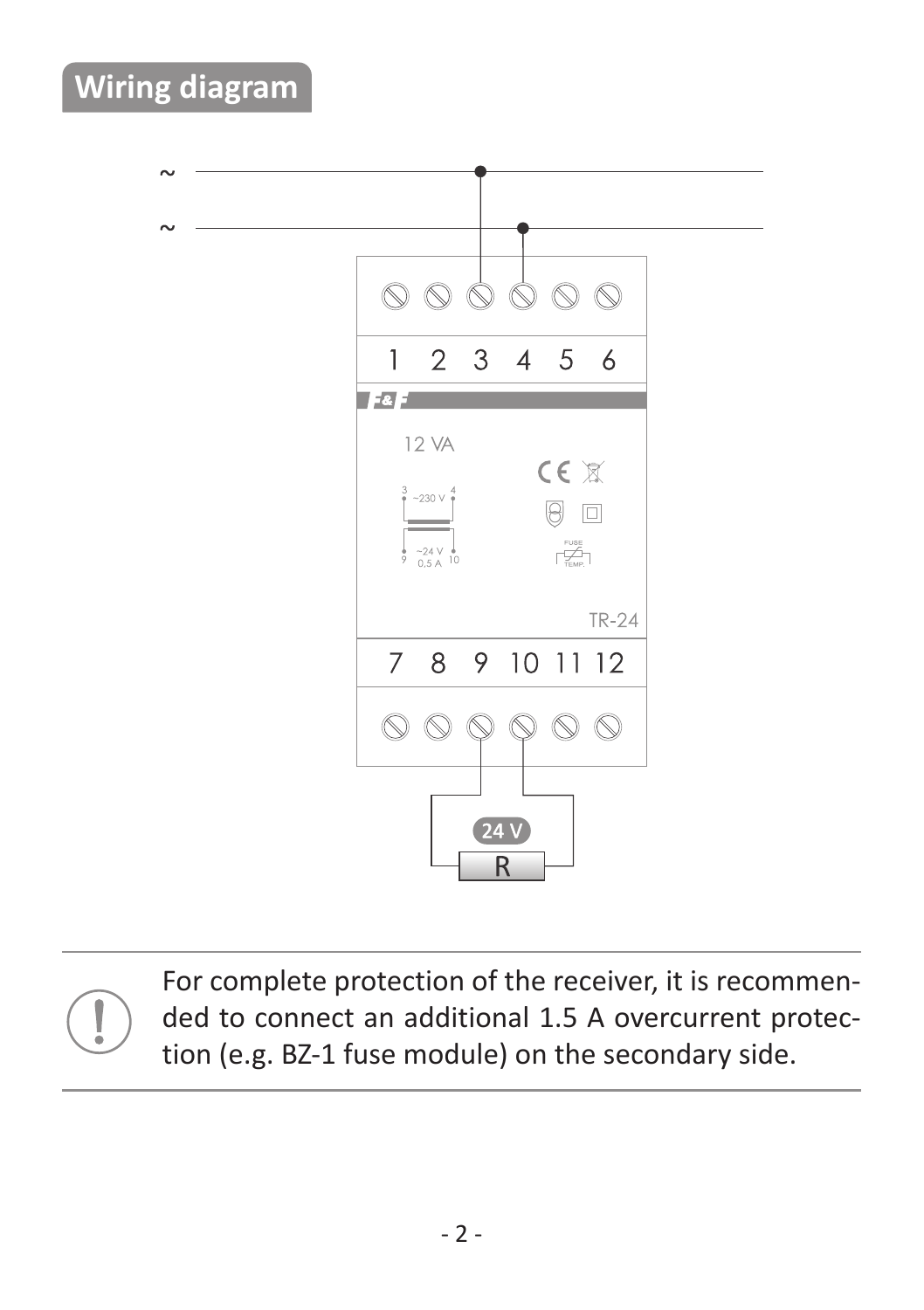## Wiring diagram

For complete protection of the receiver, it is recommended to connect an additional 1.5 A overcurrent protection (e.g. BZ-1 fuse module) on the secondary side.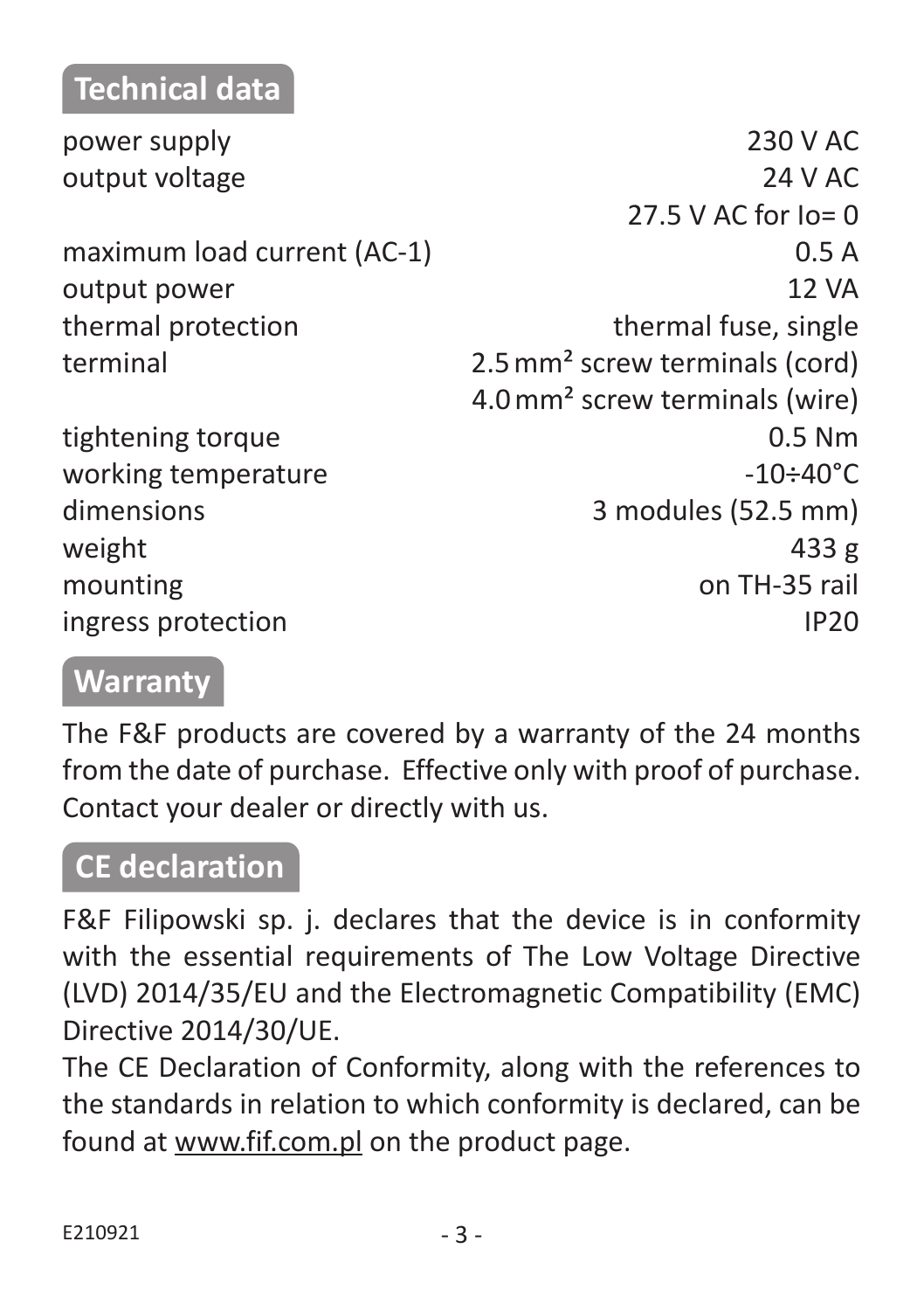## Technical data

| | |
|---|---|
| power supply | 230 V AC |
| output voltage | 24 V AC |
| | 27.5 V AC for Io= 0 |
| maximum load current (AC-1) | 0.5 A |
| output power | 12 VA |
| thermal protection | thermal fuse, single |
| terminal | 2.5 mm² screw terminals (cord) |
| | 4.0 mm² screw terminals (wire) |
| tightening torque | 0.5 Nm |
| working temperature | -10÷40°C |
| dimensions | 3 modules (52.5 mm) |
| weight | 433 g |
| mounting | on TH-35 rail |
| ingress protection | IP20 |

## Warranty

The F&F products are covered by a warranty of the 24 months from the date of purchase. Effective only with proof of purchase. Contact your dealer or directly with us.

## CE declaration

F&F Filipowski sp. j. declares that the device is in conformity with the essential requirements of The Low Voltage Directive (LVD) 2014/35/EU and the Electromagnetic Compatibility (EMC) Directive 2014/30/UE.
The CE Declaration of Conformity, along with the references to the standards in relation to which conformity is declared, can be found at www.fif.com.pl on the product page.

E210921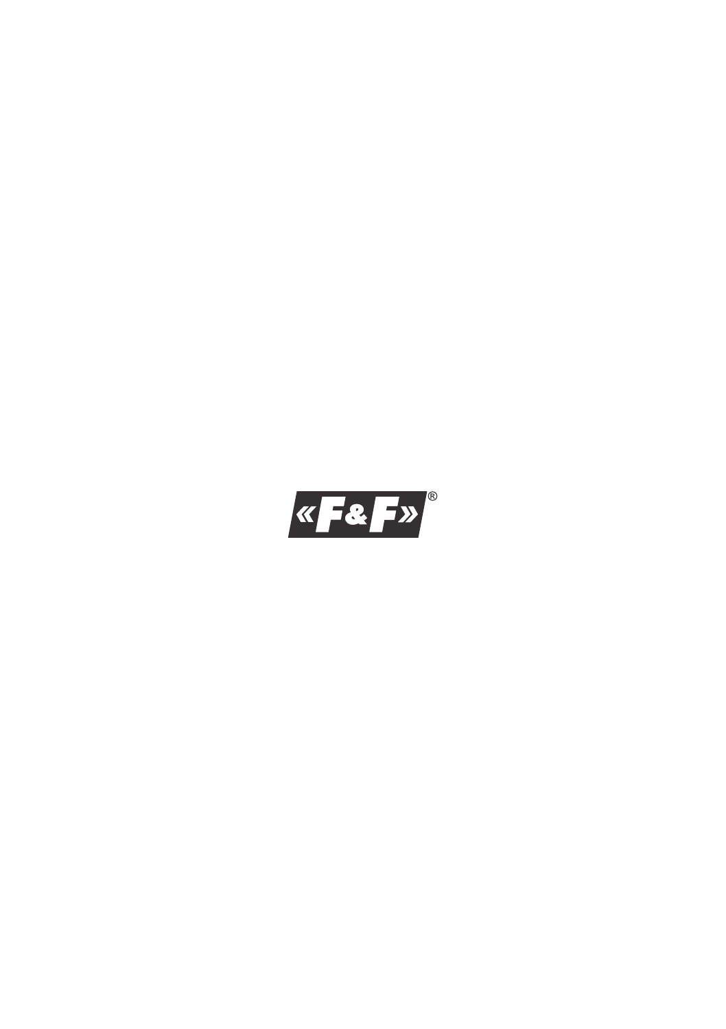«F&F»®